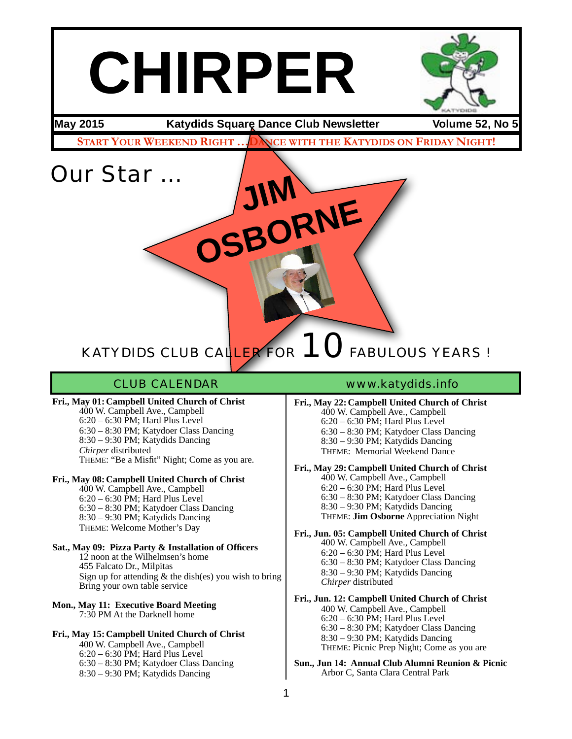# CHIRPER

**May 2015** | **Katydids Square Dance Club Newsletter** | **Volume 52, No 5**

**START YOUR WEEKEND RIGHT … DANCE WITH THE KATYDIDS ON FRIDAY NIGHT!**

## Our Star …

## JIM OSBORNE

### KATYDIDS CLUB CALLER FOR 10 FABULOUS YEARS !

## CLUB CALENDAR

www.katydids.info

**Fri., May 01: Campbell United Church of Christ**
400 W. Campbell Ave., Campbell
6:20 – 6:30 PM; Hard Plus Level
6:30 – 8:30 PM; Katydoer Class Dancing
8:30 – 9:30 PM; Katydids Dancing
*Chirper* distributed
THEME: "Be a Misfit" Night; Come as you are.

**Fri., May 08: Campbell United Church of Christ**
400 W. Campbell Ave., Campbell
6:20 – 6:30 PM; Hard Plus Level
6:30 – 8:30 PM; Katydoer Class Dancing
8:30 – 9:30 PM; Katydids Dancing
THEME: Welcome Mother's Day

**Sat., May 09: Pizza Party & Installation of Officers**
12 noon at the Wilhelmsen's home
455 Falcato Dr., Milpitas
Sign up for attending & the dish(es) you wish to bring
Bring your own table service

**Mon., May 11: Executive Board Meeting**
7:30 PM At the Darknell home

**Fri., May 15: Campbell United Church of Christ**
400 W. Campbell Ave., Campbell
6:20 – 6:30 PM; Hard Plus Level
6:30 – 8:30 PM; Katydoer Class Dancing
8:30 – 9:30 PM; Katydids Dancing

**Fri., May 22: Campbell United Church of Christ**
400 W. Campbell Ave., Campbell
6:20 – 6:30 PM; Hard Plus Level
6:30 – 8:30 PM; Katydoer Class Dancing
8:30 – 9:30 PM; Katydids Dancing
THEME: Memorial Weekend Dance

**Fri., May 29: Campbell United Church of Christ**
400 W. Campbell Ave., Campbell
6:20 – 6:30 PM; Hard Plus Level
6:30 – 8:30 PM; Katydoer Class Dancing
8:30 – 9:30 PM; Katydids Dancing
THEME: **Jim Osborne** Appreciation Night

**Fri., Jun. 05: Campbell United Church of Christ**
400 W. Campbell Ave., Campbell
6:20 – 6:30 PM; Hard Plus Level
6:30 – 8:30 PM; Katydoer Class Dancing
8:30 – 9:30 PM; Katydids Dancing
*Chirper* distributed

**Fri., Jun. 12: Campbell United Church of Christ**
400 W. Campbell Ave., Campbell
6:20 – 6:30 PM; Hard Plus Level
6:30 – 8:30 PM; Katydoer Class Dancing
8:30 – 9:30 PM; Katydids Dancing
THEME: Picnic Prep Night; Come as you are

**Sun., Jun 14: Annual Club Alumni Reunion & Picnic**
Arbor C, Santa Clara Central Park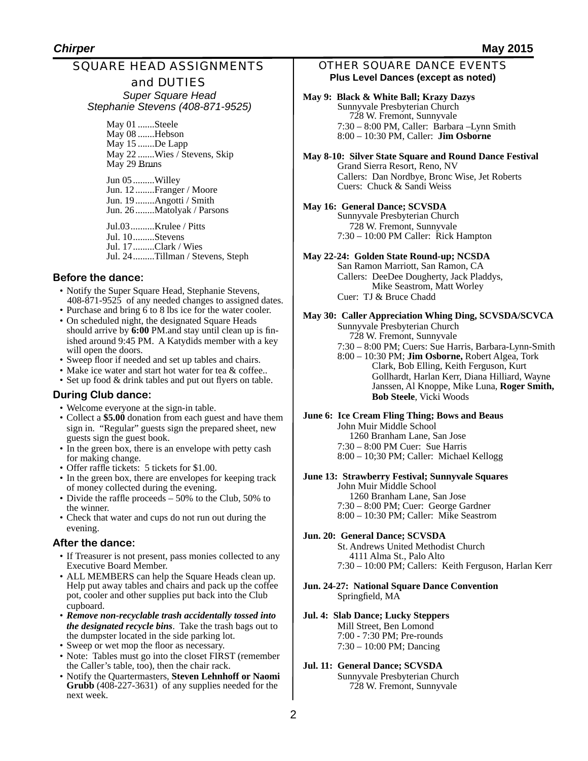## SQUARE HEAD ASSIGNMENTS and DUTIES

*Super Square Head*
*Stephanie Stevens (408-871-9525)*

May 01 .......Steele
May 08 .......Hebson
May 15 .......De Lapp
May 22 .......Wies / Stevens, Skip
May 29 Bruns

Jun 05.........Willey
Jun. 12........Franger / Moore
Jun. 19........Angotti / Smith
Jun. 26........Matolyak / Parsons

Jul.03..........Krulee / Pitts
Jul. 10.........Stevens
Jul. 17.........Clark / Wies
Jul. 24.........Tillman / Stevens, Steph

### Before the dance:

- Notify the Super Square Head, Stephanie Stevens, 408-871-9525 of any needed changes to assigned dates.
- Purchase and bring 6 to 8 lbs ice for the water cooler.
- On scheduled night, the designated Square Heads should arrive by **6:00** PM.and stay until clean up is finished around 9:45 PM. A Katydids member with a key will open the doors.
- Sweep floor if needed and set up tables and chairs.
- Make ice water and start hot water for tea & coffee..
- Set up food & drink tables and put out flyers on table.

### During Club dance:

- Welcome everyone at the sign-in table.
- Collect a **$5.00** donation from each guest and have them sign in. "Regular" guests sign the prepared sheet, new guests sign the guest book.
- In the green box, there is an envelope with petty cash for making change.
- Offer raffle tickets: 5 tickets for $1.00.
- In the green box, there are envelopes for keeping track of money collected during the evening.
- Divide the raffle proceeds – 50% to the Club, 50% to the winner.
- Check that water and cups do not run out during the evening.

### After the dance:

- If Treasurer is not present, pass monies collected to any Executive Board Member.
- ALL MEMBERS can help the Square Heads clean up. Help put away tables and chairs and pack up the coffee pot, cooler and other supplies put back into the Club cupboard.
- ***Remove non-recyclable trash accidentally tossed into the designated recycle bins***. Take the trash bags out to the dumpster located in the side parking lot.
- Sweep or wet mop the floor as necessary.
- Note: Tables must go into the closet FIRST (remember the Caller's table, too), then the chair rack.
- Notify the Quartermasters, **Steven Lehnhoff or Naomi Grubb** (408-227-3631) of any supplies needed for the next week.

## OTHER SQUARE DANCE EVENTS

**Plus Level Dances (except as noted)**

**May 9: Black & White Ball; Krazy Dazys**
Sunnyvale Presbyterian Church
728 W. Fremont, Sunnyvale
7:30 – 8:00 PM, Caller: Barbara –Lynn Smith
8:00 – 10:30 PM, Caller: **Jim Osborne**

**May 8-10: Silver State Square and Round Dance Festival**
Grand Sierra Resort, Reno, NV
Callers: Dan Nordbye, Bronc Wise, Jet Roberts
Cuers: Chuck & Sandi Weiss

**May 16: General Dance; SCVSDA**
Sunnyvale Presbyterian Church
728 W. Fremont, Sunnyvale
7:30 – 10:00 PM Caller: Rick Hampton

**May 22-24: Golden State Round-up; NCSDA**
San Ramon Marriott, San Ramon, CA
Callers: DeeDee Dougherty, Jack Pladdys, Mike Seastrom, Matt Worley
Cuer: TJ & Bruce Chadd

**May 30: Caller Appreciation Whing Ding, SCVSDA/SCVCA**
Sunnyvale Presbyterian Church
728 W. Fremont, Sunnyvale
7:30 – 8:00 PM; Cuers: Sue Harris, Barbara-Lynn-Smith
8:00 – 10:30 PM; **Jim Osborne,** Robert Algea, Tork Clark, Bob Elling, Keith Ferguson, Kurt Gollhardt, Harlan Kerr, Diana Hilliard, Wayne Janssen, Al Knoppe, Mike Luna, **Roger Smith, Bob Steele**, Vicki Woods

**June 6: Ice Cream Fling Thing; Bows and Beaus**
John Muir Middle School
1260 Branham Lane, San Jose
7:30 – 8:00 PM Cuer: Sue Harris
8:00 – 10;30 PM; Caller: Michael Kellogg

**June 13: Strawberry Festival; Sunnyvale Squares**
John Muir Middle School
1260 Branham Lane, San Jose
7:30 – 8:00 PM; Cuer: George Gardner
8:00 – 10:30 PM; Caller: Mike Seastrom

**Jun. 20: General Dance; SCVSDA**
St. Andrews United Methodist Church
4111 Alma St., Palo Alto
7:30 – 10:00 PM; Callers: Keith Ferguson, Harlan Kerr

**Jun. 24-27: National Square Dance Convention**
Springfield, MA

**Jul. 4: Slab Dance; Lucky Steppers**
Mill Street, Ben Lomond
7:00 - 7:30 PM; Pre-rounds
7:30 – 10:00 PM; Dancing

**Jul. 11: General Dance; SCVSDA**
Sunnyvale Presbyterian Church
728 W. Fremont, Sunnyvale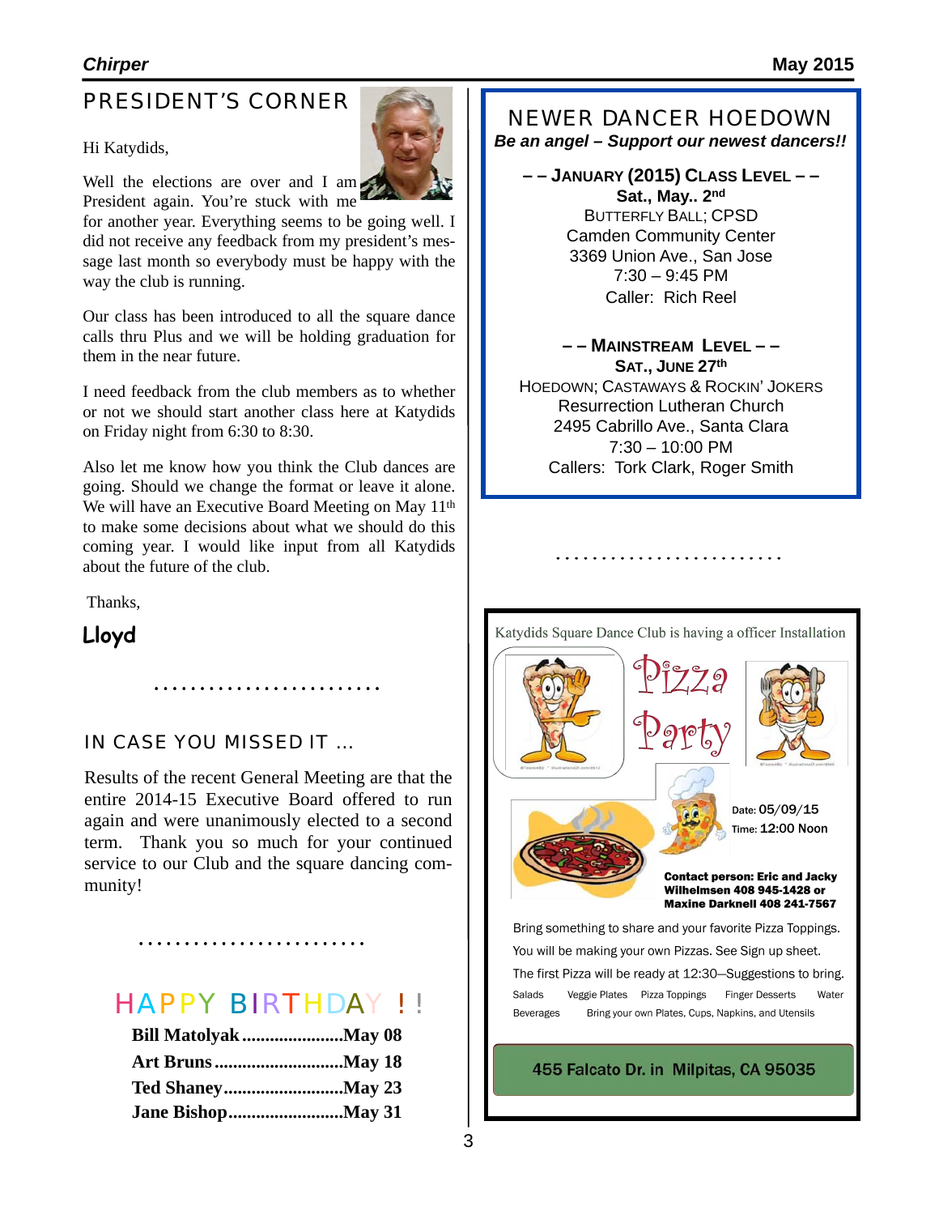## PRESIDENT'S CORNER

Hi Katydids,

Well the elections are over and I am President again. You're stuck with me for another year. Everything seems to be going well. I did not receive any feedback from my president's message last month so everybody must be happy with the way the club is running.

Our class has been introduced to all the square dance calls thru Plus and we will be holding graduation for them in the near future.

I need feedback from the club members as to whether or not we should start another class here at Katydids on Friday night from 6:30 to 8:30.

Also let me know how you think the Club dances are going. Should we change the format or leave it alone. We will have an Executive Board Meeting on May 11th to make some decisions about what we should do this coming year. I would like input from all Katydids about the future of the club.

Thanks,

**Lloyd**

. . . . . . . . . . . . . . . . . . . . . . . . .

## IN CASE YOU MISSED IT …

Results of the recent General Meeting are that the entire 2014-15 Executive Board offered to run again and were unanimously elected to a second term. Thank you so much for your continued service to our Club and the square dancing community!

. . . . . . . . . . . . . . . . . . . . . . . . .

## HAPPY BIRTHDAY ! !

**Bill Matolyak ...................... May 08**
**Art Bruns ............................ May 18**
**Ted Shaney .......................... May 23**
**Jane Bishop ......................... May 31**

## NEWER DANCER HOEDOWN

***Be an angel – Support our newest dancers!!***

**– – JANUARY (2015) CLASS LEVEL – –**
**Sat., May.. 2nd**
BUTTERFLY BALL; CPSD
Camden Community Center
3369 Union Ave., San Jose
7:30 – 9:45 PM
Caller: Rich Reel

**– – MAINSTREAM LEVEL – –**
**SAT., JUNE 27th**
HOEDOWN; CASTAWAYS & ROCKIN' JOKERS
Resurrection Lutheran Church
2495 Cabrillo Ave., Santa Clara
7:30 – 10:00 PM
Callers: Tork Clark, Roger Smith

. . . . . . . . . . . . . . . . . . . . . . . . .

Katydids Square Dance Club is having a officer Installation

## Pizza Party

Date: 05/09/15
Time: 12:00 Noon

**Contact person: Eric and Jacky Wilhelmsen 408 945-1428 or Maxine Darknell 408 241-7567**

Bring something to share and your favorite Pizza Toppings.

You will be making your own Pizzas. See Sign up sheet.

The first Pizza will be ready at 12:30—Suggestions to bring.

Salads Veggie Plates Pizza Toppings Finger Desserts Water Beverages Bring your own Plates, Cups, Napkins, and Utensils

**455 Falcato Dr. in Milpitas, CA 95035**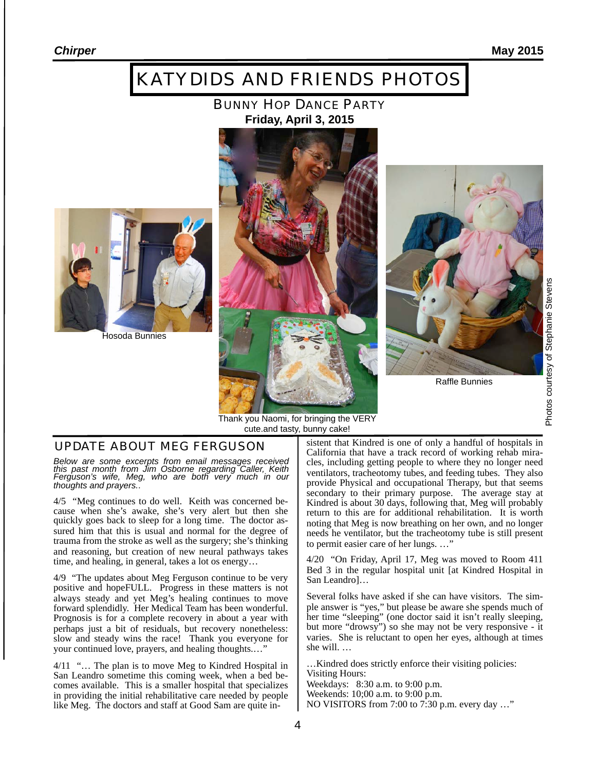# KATYDIDS AND FRIENDS PHOTOS

## BUNNY HOP DANCE PARTY

**Friday, April 3, 2015**

Hosoda Bunnies

Thank you Naomi, for bringing the VERY cute.and tasty, bunny cake!

Raffle Bunnies

Photos courtesy of Stephanie Stevens

## UPDATE ABOUT MEG FERGUSON

*Below are some excerpts from email messages received this past month from Jim Osborne regarding Caller, Keith Ferguson's wife, Meg, who are both very much in our thoughts and prayers..*

4/5 "Meg continues to do well. Keith was concerned because when she's awake, she's very alert but then she quickly goes back to sleep for a long time. The doctor assured him that this is usual and normal for the degree of trauma from the stroke as well as the surgery; she's thinking and reasoning, but creation of new neural pathways takes time, and healing, in general, takes a lot os energy…

4/9 "The updates about Meg Ferguson continue to be very positive and hopeFULL. Progress in these matters is not always steady and yet Meg's healing continues to move forward splendidly. Her Medical Team has been wonderful. Prognosis is for a complete recovery in about a year with perhaps just a bit of residuals, but recovery nonetheless: slow and steady wins the race! Thank you everyone for your continued love, prayers, and healing thoughts.…"

4/11 "… The plan is to move Meg to Kindred Hospital in San Leandro sometime this coming week, when a bed becomes available. This is a smaller hospital that specializes in providing the initial rehabilitative care needed by people like Meg. The doctors and staff at Good Sam are quite insistent that Kindred is one of only a handful of hospitals in California that have a track record of working rehab miracles, including getting people to where they no longer need ventilators, tracheotomy tubes, and feeding tubes. They also provide Physical and occupational Therapy, but that seems secondary to their primary purpose. The average stay at Kindred is about 30 days, following that, Meg will probably return to this are for additional rehabilitation. It is worth noting that Meg is now breathing on her own, and no longer needs he ventilator, but the tracheotomy tube is still present to permit easier care of her lungs. …"

4/20 "On Friday, April 17, Meg was moved to Room 411 Bed 3 in the regular hospital unit [at Kindred Hospital in San Leandro]…

Several folks have asked if she can have visitors. The simple answer is "yes," but please be aware she spends much of her time "sleeping" (one doctor said it isn't really sleeping, but more "drowsy") so she may not be very responsive - it varies. She is reluctant to open her eyes, although at times she will. …

…Kindred does strictly enforce their visiting policies:
Visiting Hours:
Weekdays: 8:30 a.m. to 9:00 p.m.
Weekends: 10;00 a.m. to 9:00 p.m.
NO VISITORS from 7:00 to 7:30 p.m. every day …"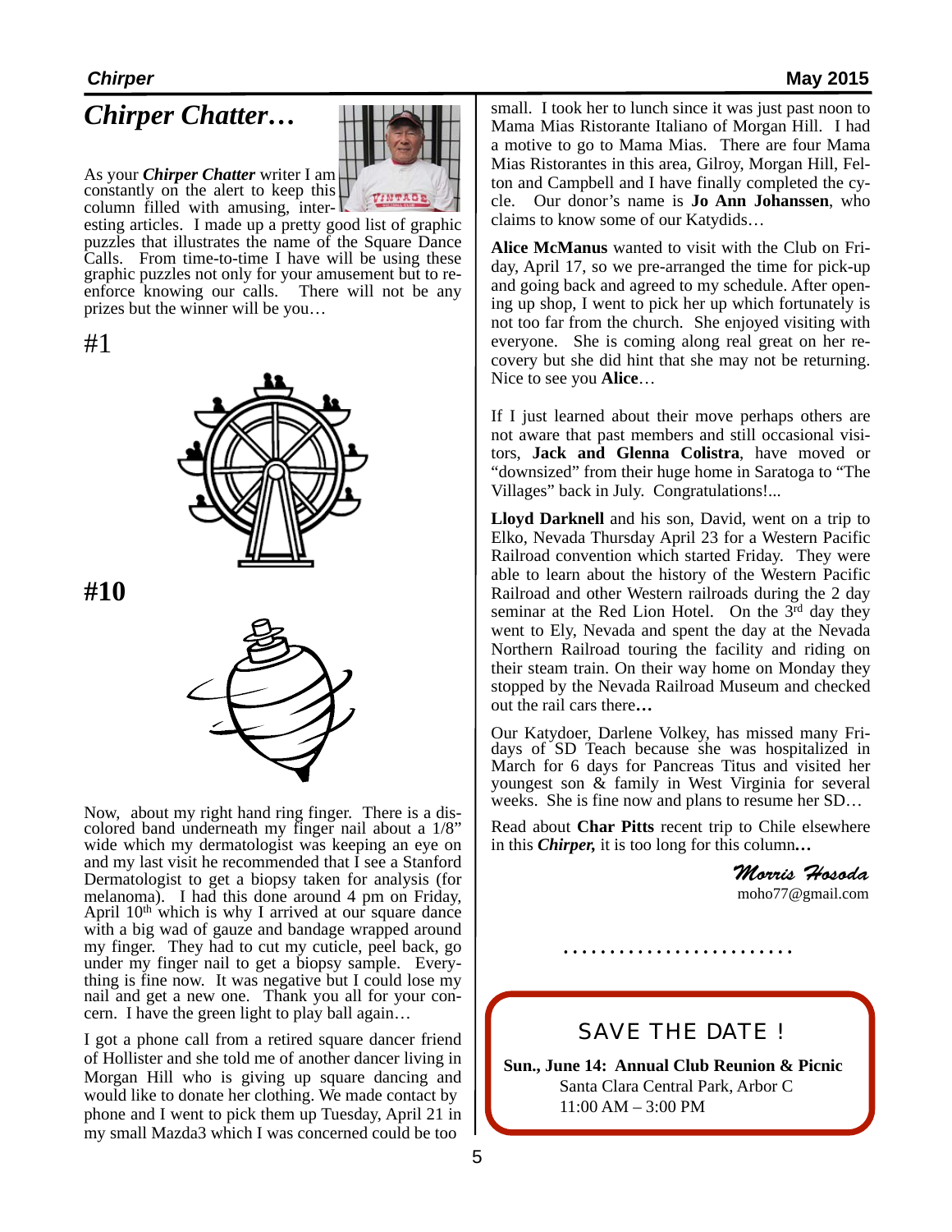## Chirper Chatter…

As your ***Chirper Chatter*** writer I am constantly on the alert to keep this column filled with amusing, interesting articles. I made up a pretty good list of graphic puzzles that illustrates the name of the Square Dance Calls. From time-to-time I have will be using these graphic puzzles not only for your amusement but to re-enforce knowing our calls. There will not be any prizes but the winner will be you…

#1

**#10**

Now, about my right hand ring finger. There is a discolored band underneath my finger nail about a 1/8" wide which my dermatologist was keeping an eye on and my last visit he recommended that I see a Stanford Dermatologist to get a biopsy taken for analysis (for melanoma). I had this done around 4 pm on Friday, April 10th which is why I arrived at our square dance with a big wad of gauze and bandage wrapped around my finger. They had to cut my cuticle, peel back, go under my finger nail to get a biopsy sample. Everything is fine now. It was negative but I could lose my nail and get a new one. Thank you all for your concern. I have the green light to play ball again…

I got a phone call from a retired square dancer friend of Hollister and she told me of another dancer living in Morgan Hill who is giving up square dancing and would like to donate her clothing. We made contact by phone and I went to pick them up Tuesday, April 21 in my small Mazda3 which I was concerned could be too small. I took her to lunch since it was just past noon to Mama Mias Ristorante Italiano of Morgan Hill. I had a motive to go to Mama Mias. There are four Mama Mias Ristorantes in this area, Gilroy, Morgan Hill, Felton and Campbell and I have finally completed the cycle. Our donor's name is **Jo Ann Johanssen**, who claims to know some of our Katydids…

**Alice McManus** wanted to visit with the Club on Friday, April 17, so we pre-arranged the time for pick-up and going back and agreed to my schedule. After opening up shop, I went to pick her up which fortunately is not too far from the church. She enjoyed visiting with everyone. She is coming along real great on her recovery but she did hint that she may not be returning. Nice to see you **Alice**…

If I just learned about their move perhaps others are not aware that past members and still occasional visitors, **Jack and Glenna Colistra**, have moved or "downsized" from their huge home in Saratoga to "The Villages" back in July. Congratulations!...

**Lloyd Darknell** and his son, David, went on a trip to Elko, Nevada Thursday April 23 for a Western Pacific Railroad convention which started Friday. They were able to learn about the history of the Western Pacific Railroad and other Western railroads during the 2 day seminar at the Red Lion Hotel. On the 3rd day they went to Ely, Nevada and spent the day at the Nevada Northern Railroad touring the facility and riding on their steam train. On their way home on Monday they stopped by the Nevada Railroad Museum and checked out the rail cars there**…**

Our Katydoer, Darlene Volkey, has missed many Fridays of SD Teach because she was hospitalized in March for 6 days for Pancreas Titus and visited her youngest son & family in West Virginia for several weeks. She is fine now and plans to resume her SD…

Read about **Char Pitts** recent trip to Chile elsewhere in this ***Chirper,*** it is too long for this column**…**

*Morris Hosoda*
moho77@gmail.com

.........................

### SAVE THE DATE !

**Sun., June 14: Annual Club Reunion & Picnic**
Santa Clara Central Park, Arbor C
11:00 AM – 3:00 PM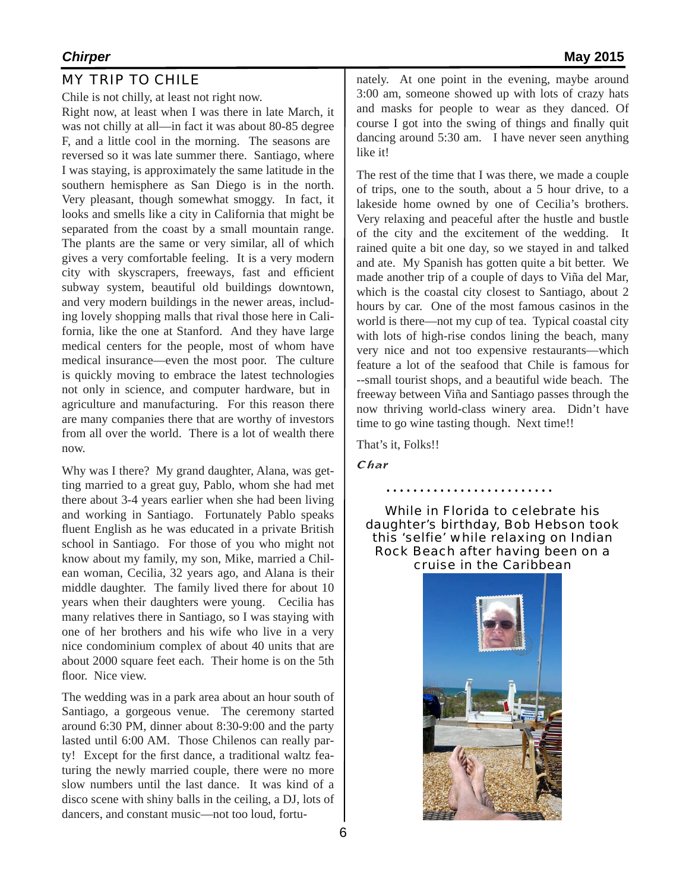## MY TRIP TO CHILE

Chile is not chilly, at least not right now.

Right now, at least when I was there in late March, it was not chilly at all—in fact it was about 80-85 degree F, and a little cool in the morning. The seasons are reversed so it was late summer there. Santiago, where I was staying, is approximately the same latitude in the southern hemisphere as San Diego is in the north. Very pleasant, though somewhat smoggy. In fact, it looks and smells like a city in California that might be separated from the coast by a small mountain range. The plants are the same or very similar, all of which gives a very comfortable feeling. It is a very modern city with skyscrapers, freeways, fast and efficient subway system, beautiful old buildings downtown, and very modern buildings in the newer areas, including lovely shopping malls that rival those here in California, like the one at Stanford. And they have large medical centers for the people, most of whom have medical insurance—even the most poor. The culture is quickly moving to embrace the latest technologies not only in science, and computer hardware, but in agriculture and manufacturing. For this reason there are many companies there that are worthy of investors from all over the world. There is a lot of wealth there now.

Why was I there? My grand daughter, Alana, was getting married to a great guy, Pablo, whom she had met there about 3-4 years earlier when she had been living and working in Santiago. Fortunately Pablo speaks fluent English as he was educated in a private British school in Santiago. For those of you who might not know about my family, my son, Mike, married a Chilean woman, Cecilia, 32 years ago, and Alana is their middle daughter. The family lived there for about 10 years when their daughters were young. Cecilia has many relatives there in Santiago, so I was staying with one of her brothers and his wife who live in a very nice condominium complex of about 40 units that are about 2000 square feet each. Their home is on the 5th floor. Nice view.

The wedding was in a park area about an hour south of Santiago, a gorgeous venue. The ceremony started around 6:30 PM, dinner about 8:30-9:00 and the party lasted until 6:00 AM. Those Chilenos can really party! Except for the first dance, a traditional waltz featuring the newly married couple, there were no more slow numbers until the last dance. It was kind of a disco scene with shiny balls in the ceiling, a DJ, lots of dancers, and constant music—not too loud, fortunately. At one point in the evening, maybe around 3:00 am, someone showed up with lots of crazy hats and masks for people to wear as they danced. Of course I got into the swing of things and finally quit dancing around 5:30 am. I have never seen anything like it!

The rest of the time that I was there, we made a couple of trips, one to the south, about a 5 hour drive, to a lakeside home owned by one of Cecilia's brothers. Very relaxing and peaceful after the hustle and bustle of the city and the excitement of the wedding. It rained quite a bit one day, so we stayed in and talked and ate. My Spanish has gotten quite a bit better. We made another trip of a couple of days to Viña del Mar, which is the coastal city closest to Santiago, about 2 hours by car. One of the most famous casinos in the world is there—not my cup of tea. Typical coastal city with lots of high-rise condos lining the beach, many very nice and not too expensive restaurants—which feature a lot of the seafood that Chile is famous for --small tourist shops, and a beautiful wide beach. The freeway between Viña and Santiago passes through the now thriving world-class winery area. Didn't have time to go wine tasting though. Next time!!

That's it, Folks!!

*Char*

.........................

While in Florida to celebrate his daughter's birthday, Bob Hebson took this 'selfie' while relaxing on Indian Rock Beach after having been on a cruise in the Caribbean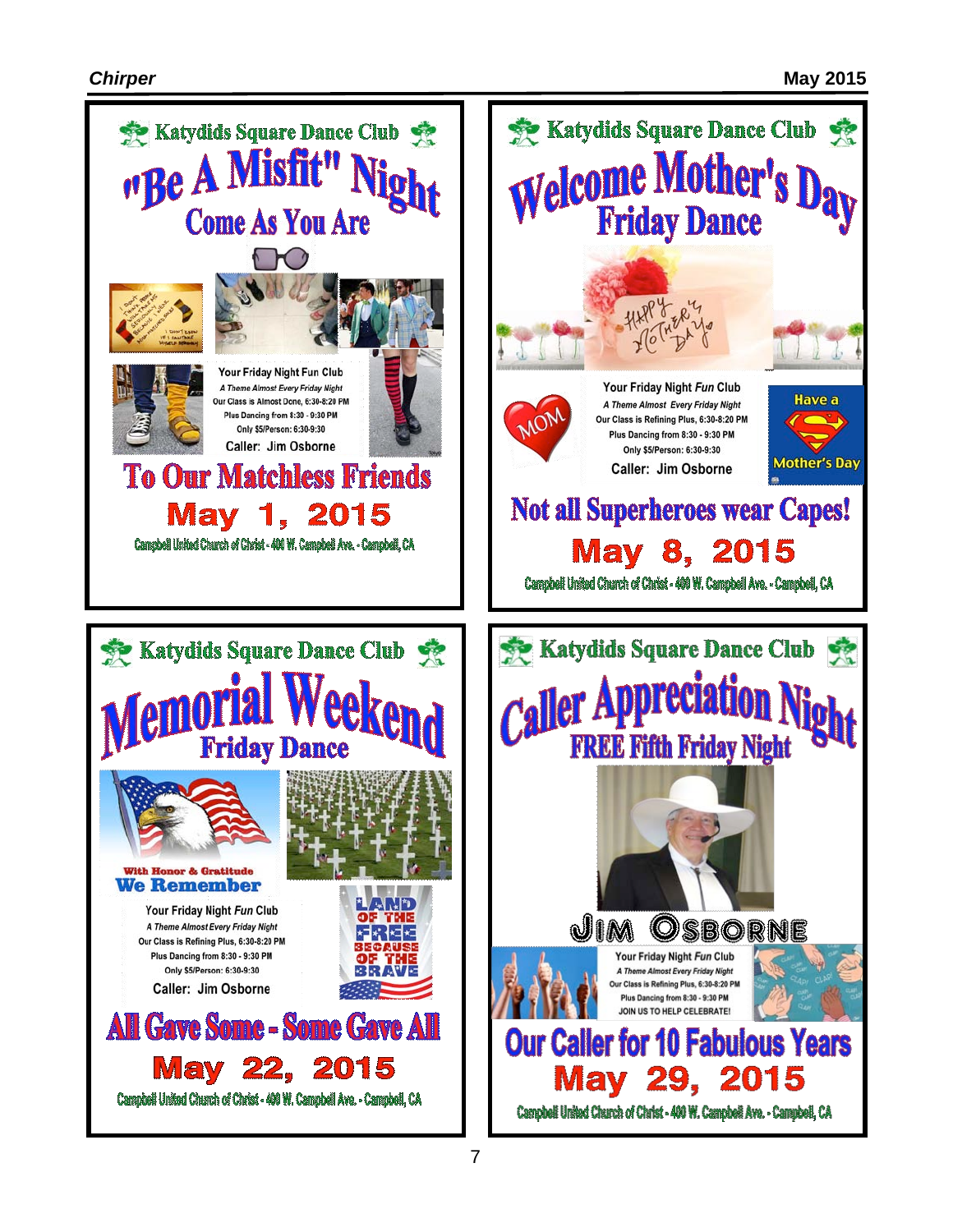## Katydids Square Dance Club

# "Be A Misfit" Night

### Come As You Are

Your Friday Night Fun Club

*A Theme Almost Every Friday Night*

Our Class is Almost Done, 6:30-8:20 PM

Plus Dancing from 8:30 - 9:30 PM

Only $5/Person: 6:30-9:30

Caller: Jim Osborne

## To Our Matchless Friends

## May 1, 2015

Campbell United Church of Christ - 400 W. Campbell Ave. - Campbell, CA

---

## Katydids Square Dance Club

# Welcome Mother's Day

### Friday Dance

Your Friday Night *Fun* Club

*A Theme Almost Every Friday Night*

Our Class is Refining Plus, 6:30-8:20 PM

Plus Dancing from 8:30 - 9:30 PM

Only $5/Person: 6:30-9:30

Caller: Jim Osborne

Have a Mother's Day

## Not all Superheroes wear Capes!

## May 8, 2015

Campbell United Church of Christ - 400 W. Campbell Ave. - Campbell, CA

---

## Katydids Square Dance Club

# Memorial Weekend

### Friday Dance

With Honor & Gratitude

**We Remember**

Your Friday Night *Fun* Club

*A Theme Almost Every Friday Night*

Our Class is Refining Plus, 6:30-8:20 PM

Plus Dancing from 8:30 - 9:30 PM

Only $5/Person: 6:30-9:30

Caller: Jim Osborne

LAND OF THE FREE BECAUSE OF THE BRAVE

## All Gave Some - Some Gave All

## May 22, 2015

Campbell United Church of Christ - 400 W. Campbell Ave. - Campbell, CA

---

## Katydids Square Dance Club

# Caller Appreciation Night

### FREE Fifth Friday Night

**JIM OSBORNE**

Your Friday Night *Fun* Club

*A Theme Almost Every Friday Night*

Our Class is Refining Plus, 6:30-8:20 PM

Plus Dancing from 8:30 - 9:30 PM

JOIN US TO HELP CELEBRATE!

## Our Caller for 10 Fabulous Years

## May 29, 2015

Campbell United Church of Christ - 400 W. Campbell Ave. - Campbell, CA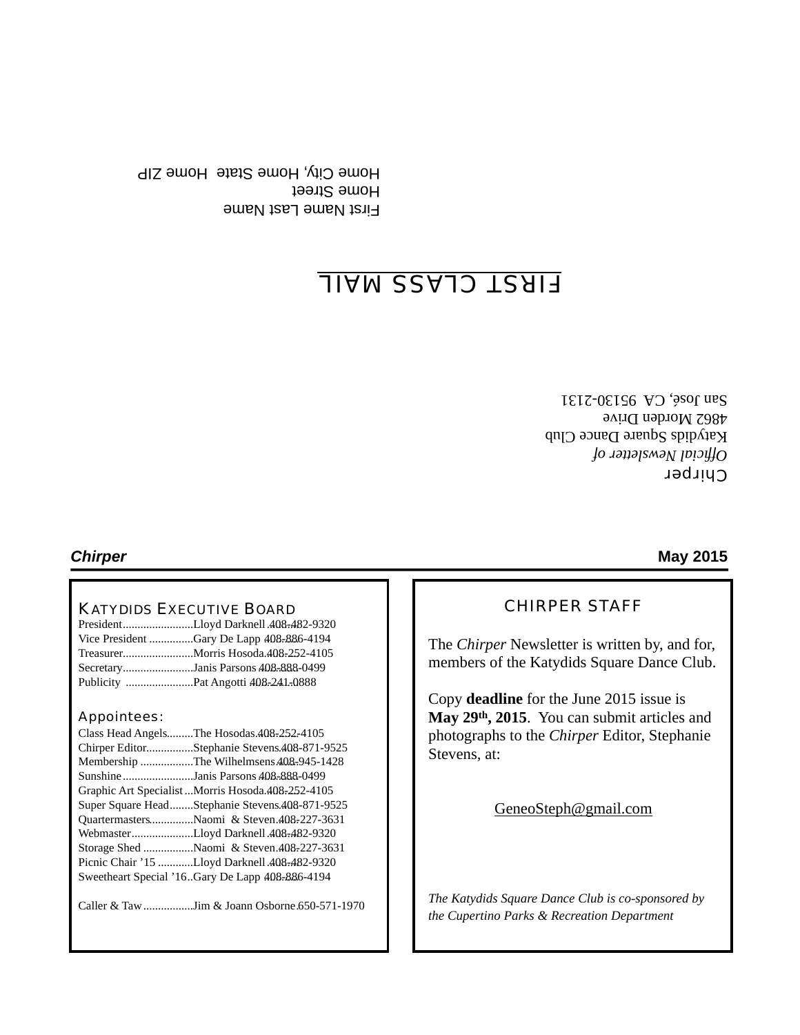Chirper
*Official Newsletter of*
Katydids Square Dance Club
4862 Morden Drive
San José, CA 95130-2131

FIRST CLASS MAIL

First Name Last Name
Home Street
Home City, Home State Home ZIP

**Chirper** **May 2015**

## KATYDIDS EXECUTIVE BOARD

President........................Lloyd Darknell 408-482-9320
Vice President ...............Gary De Lapp 408-886-4194
Treasurer........................Morris Hosoda 408-252-4105
Secretary........................Janis Parsons 408-888-0499
Publicity .......................Pat Angotti 408-241-0888

### Appointees:

Class Head Angels.........The Hosodas 408-252-4105
Chirper Editor................Stephanie Stevens 408-871-9525
Membership ..................The Wilhelmsens 408-945-1428
Sunshine........................Janis Parsons 408-888-0499
Graphic Art Specialist ...Morris Hosoda 408-252-4105
Super Square Head........Stephanie Stevens 408-871-9525
Quartermasters...............Naomi & Steven 408-227-3631
Webmaster.....................Lloyd Darknell 408-482-9320
Storage Shed .................Naomi & Steven 408-227-3631
Picnic Chair ’15 ............Lloyd Darknell 408-482-9320
Sweetheart Special ’16..Gary De Lapp 408-886-4194

Caller & Taw.................Jim & Joann Osborne 650-571-1970

## CHIRPER STAFF

The *Chirper* Newsletter is written by, and for, members of the Katydids Square Dance Club.

Copy **deadline** for the June 2015 issue is **May 29th, 2015**. You can submit articles and photographs to the *Chirper* Editor, Stephanie Stevens, at:

GeneoSteph@gmail.com

*The Katydids Square Dance Club is co-sponsored by the Cupertino Parks & Recreation Department*